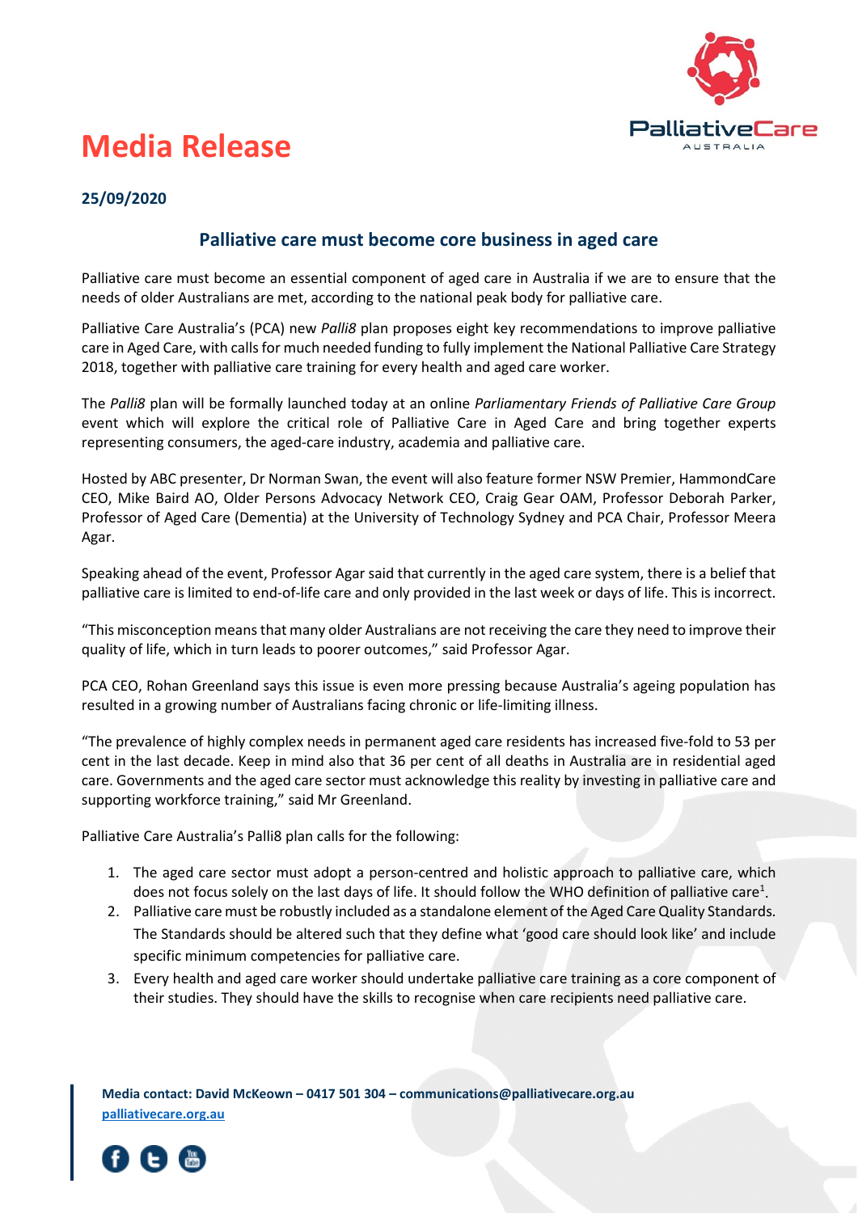# Media Release

**25/09/2020**

## Palliative care must become core business in aged care

Palliative care must become an essential component of aged care in Australia if we are to ensure that the needs of older Australians are met, according to the national peak body for palliative care.

Palliative Care Australia's (PCA) new *Palli8* plan proposes eight key recommendations to improve palliative care in Aged Care, with calls for much needed funding to fully implement the National Palliative Care Strategy 2018, together with palliative care training for every health and aged care worker.

The *Palli8* plan will be formally launched today at an online *Parliamentary Friends of Palliative Care Group* event which will explore the critical role of Palliative Care in Aged Care and bring together experts representing consumers, the aged-care industry, academia and palliative care.

Hosted by ABC presenter, Dr Norman Swan, the event will also feature former NSW Premier, HammondCare CEO, Mike Baird AO, Older Persons Advocacy Network CEO, Craig Gear OAM, Professor Deborah Parker, Professor of Aged Care (Dementia) at the University of Technology Sydney and PCA Chair, Professor Meera Agar.

Speaking ahead of the event, Professor Agar said that currently in the aged care system, there is a belief that palliative care is limited to end-of-life care and only provided in the last week or days of life. This is incorrect.

"This misconception means that many older Australians are not receiving the care they need to improve their quality of life, which in turn leads to poorer outcomes," said Professor Agar.

PCA CEO, Rohan Greenland says this issue is even more pressing because Australia's ageing population has resulted in a growing number of Australians facing chronic or life-limiting illness.

"The prevalence of highly complex needs in permanent aged care residents has increased five-fold to 53 per cent in the last decade. Keep in mind also that 36 per cent of all deaths in Australia are in residential aged care. Governments and the aged care sector must acknowledge this reality by investing in palliative care and supporting workforce training," said Mr Greenland.

Palliative Care Australia's Palli8 plan calls for the following:

1. The aged care sector must adopt a person-centred and holistic approach to palliative care, which does not focus solely on the last days of life. It should follow the WHO definition of palliative care[1].
2. Palliative care must be robustly included as a standalone element of the Aged Care Quality Standards. The Standards should be altered such that they define what 'good care should look like' and include specific minimum competencies for palliative care.
3. Every health and aged care worker should undertake palliative care training as a core component of their studies. They should have the skills to recognise when care recipients need palliative care.

**Media contact: David McKeown – 0417 501 304 – communications@palliativecare.org.au**
**palliativecare.org.au**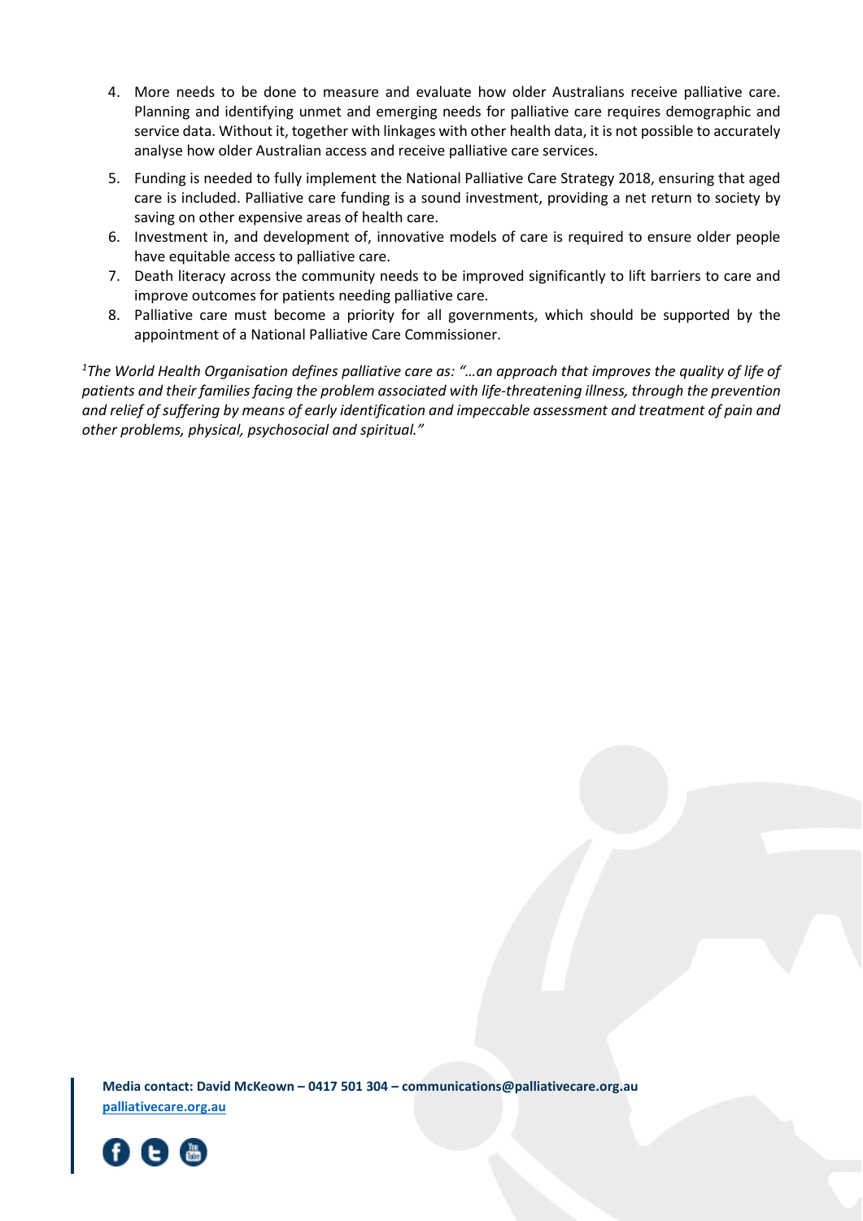4. More needs to be done to measure and evaluate how older Australians receive palliative care. Planning and identifying unmet and emerging needs for palliative care requires demographic and service data. Without it, together with linkages with other health data, it is not possible to accurately analyse how older Australian access and receive palliative care services.
5. Funding is needed to fully implement the National Palliative Care Strategy 2018, ensuring that aged care is included. Palliative care funding is a sound investment, providing a net return to society by saving on other expensive areas of health care.
6. Investment in, and development of, innovative models of care is required to ensure older people have equitable access to palliative care.
7. Death literacy across the community needs to be improved significantly to lift barriers to care and improve outcomes for patients needing palliative care.
8. Palliative care must become a priority for all governments, which should be supported by the appointment of a National Palliative Care Commissioner.

*[1]The World Health Organisation defines palliative care as: "…an approach that improves the quality of life of patients and their families facing the problem associated with life-threatening illness, through the prevention and relief of suffering by means of early identification and impeccable assessment and treatment of pain and other problems, physical, psychosocial and spiritual."*

**Media contact: David McKeown – 0417 501 304 – communications@palliativecare.org.au**
**palliativecare.org.au**